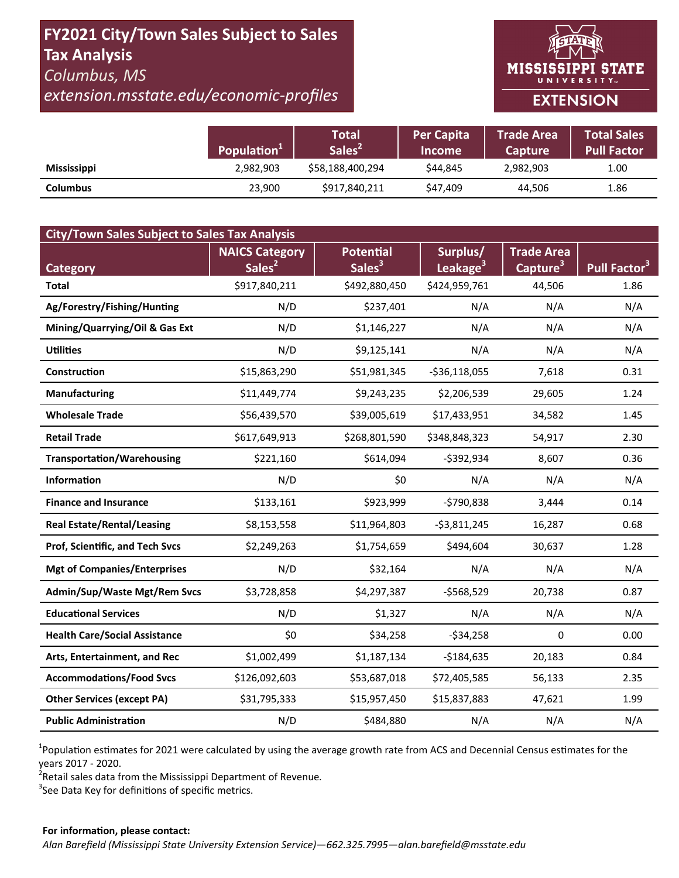# FY2021 City/Town Sales Subject to Sales Tax Analysis

*Columbus, MS*

*extension.msstate.edu/economic-profiles*

MISSISSIPPI STATE UNIVERSITY EXTENSION

| | Population[1] | Total Sales[2] | Per Capita Income | Trade Area Capture | Total Sales Pull Factor |
|---|---|---|---|---|---|
| **Mississippi** | 2,982,903 | $58,188,400,294 | $44,845 | 2,982,903 | 1.00 |
| **Columbus** | 23,900 | $917,840,211 | $47,409 | 44,506 | 1.86 |

| City/Town Sales Subject to Sales Tax Analysis | | | | | |
|---|---|---|---|---|---|
| **Category** | **NAICS Category Sales[2]** | **Potential Sales[3]** | **Surplus/ Leakage[3]** | **Trade Area Capture[3]** | **Pull Factor[3]** |
| **Total** | $917,840,211 | $492,880,450 | $424,959,761 | 44,506 | 1.86 |
| **Ag/Forestry/Fishing/Hunting** | N/D | $237,401 | N/A | N/A | N/A |
| **Mining/Quarrying/Oil & Gas Ext** | N/D | $1,146,227 | N/A | N/A | N/A |
| **Utilities** | N/D | $9,125,141 | N/A | N/A | N/A |
| **Construction** | $15,863,290 | $51,981,345 | -$36,118,055 | 7,618 | 0.31 |
| **Manufacturing** | $11,449,774 | $9,243,235 | $2,206,539 | 29,605 | 1.24 |
| **Wholesale Trade** | $56,439,570 | $39,005,619 | $17,433,951 | 34,582 | 1.45 |
| **Retail Trade** | $617,649,913 | $268,801,590 | $348,848,323 | 54,917 | 2.30 |
| **Transportation/Warehousing** | $221,160 | $614,094 | -$392,934 | 8,607 | 0.36 |
| **Information** | N/D | $0 | N/A | N/A | N/A |
| **Finance and Insurance** | $133,161 | $923,999 | -$790,838 | 3,444 | 0.14 |
| **Real Estate/Rental/Leasing** | $8,153,558 | $11,964,803 | -$3,811,245 | 16,287 | 0.68 |
| **Prof, Scientific, and Tech Svcs** | $2,249,263 | $1,754,659 | $494,604 | 30,637 | 1.28 |
| **Mgt of Companies/Enterprises** | N/D | $32,164 | N/A | N/A | N/A |
| **Admin/Sup/Waste Mgt/Rem Svcs** | $3,728,858 | $4,297,387 | -$568,529 | 20,738 | 0.87 |
| **Educational Services** | N/D | $1,327 | N/A | N/A | N/A |
| **Health Care/Social Assistance** | $0 | $34,258 | -$34,258 | 0 | 0.00 |
| **Arts, Entertainment, and Rec** | $1,002,499 | $1,187,134 | -$184,635 | 20,183 | 0.84 |
| **Accommodations/Food Svcs** | $126,092,603 | $53,687,018 | $72,405,585 | 56,133 | 2.35 |
| **Other Services (except PA)** | $31,795,333 | $15,957,450 | $15,837,883 | 47,621 | 1.99 |
| **Public Administration** | N/D | $484,880 | N/A | N/A | N/A |

[1]Population estimates for 2021 were calculated by using the average growth rate from ACS and Decennial Census estimates for the years 2017 - 2020.
[2]Retail sales data from the Mississippi Department of Revenue.
[3]See Data Key for definitions of specific metrics.

**For information, please contact:**
*Alan Barefield (Mississippi State University Extension Service)—662.325.7995—alan.barefield@msstate.edu*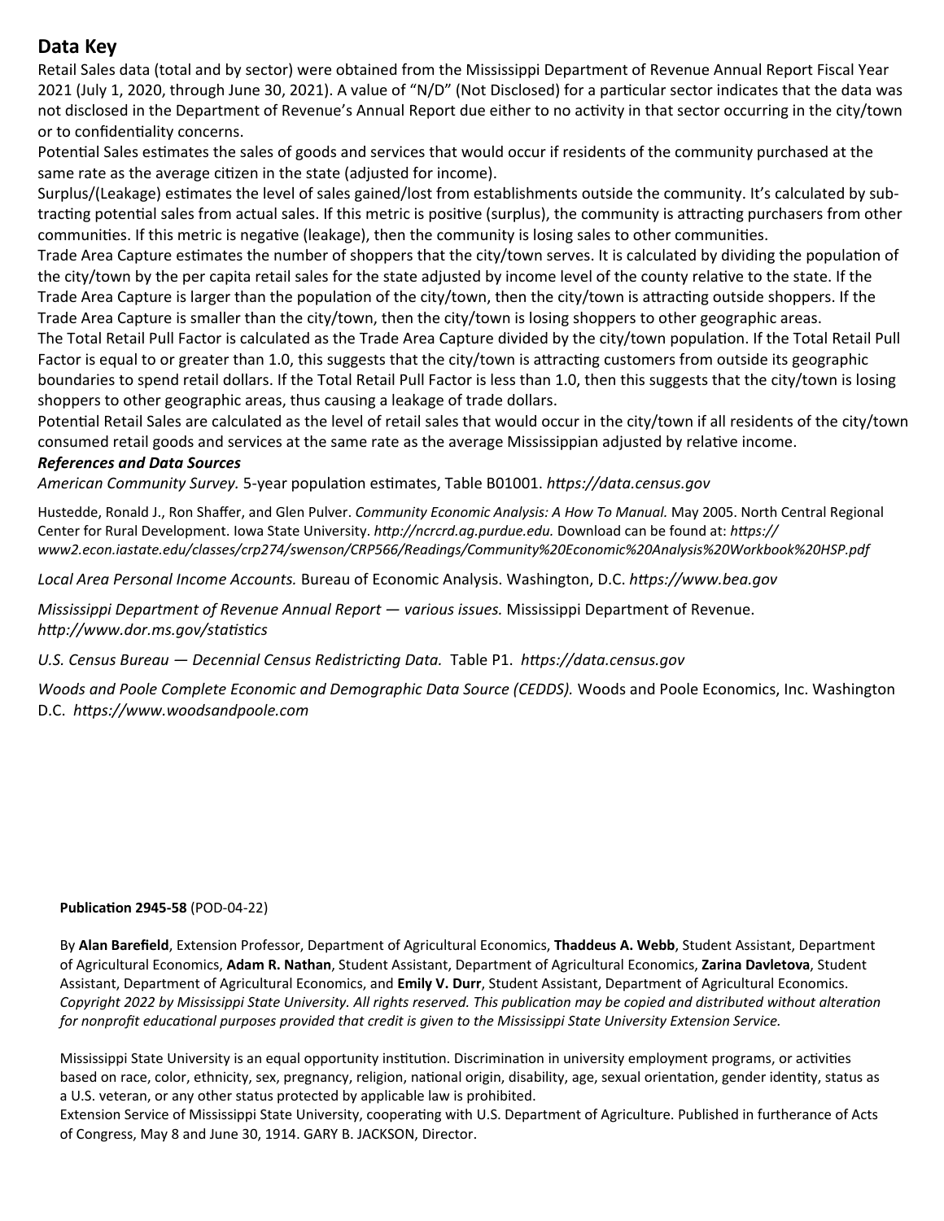## Data Key

Retail Sales data (total and by sector) were obtained from the Mississippi Department of Revenue Annual Report Fiscal Year 2021 (July 1, 2020, through June 30, 2021). A value of "N/D" (Not Disclosed) for a particular sector indicates that the data was not disclosed in the Department of Revenue's Annual Report due either to no activity in that sector occurring in the city/town or to confidentiality concerns.

Potential Sales estimates the sales of goods and services that would occur if residents of the community purchased at the same rate as the average citizen in the state (adjusted for income).

Surplus/(Leakage) estimates the level of sales gained/lost from establishments outside the community. It's calculated by subtracting potential sales from actual sales. If this metric is positive (surplus), the community is attracting purchasers from other communities. If this metric is negative (leakage), then the community is losing sales to other communities.

Trade Area Capture estimates the number of shoppers that the city/town serves. It is calculated by dividing the population of the city/town by the per capita retail sales for the state adjusted by income level of the county relative to the state. If the Trade Area Capture is larger than the population of the city/town, then the city/town is attracting outside shoppers. If the Trade Area Capture is smaller than the city/town, then the city/town is losing shoppers to other geographic areas.

The Total Retail Pull Factor is calculated as the Trade Area Capture divided by the city/town population. If the Total Retail Pull Factor is equal to or greater than 1.0, this suggests that the city/town is attracting customers from outside its geographic boundaries to spend retail dollars. If the Total Retail Pull Factor is less than 1.0, then this suggests that the city/town is losing shoppers to other geographic areas, thus causing a leakage of trade dollars.

Potential Retail Sales are calculated as the level of retail sales that would occur in the city/town if all residents of the city/town consumed retail goods and services at the same rate as the average Mississippian adjusted by relative income.

### *References and Data Sources*

*American Community Survey.* 5-year population estimates, Table B01001. *https://data.census.gov*

Hustedde, Ronald J., Ron Shaffer, and Glen Pulver. *Community Economic Analysis: A How To Manual.* May 2005. North Central Regional Center for Rural Development. Iowa State University. *http://ncrcrd.ag.purdue.edu.* Download can be found at: *https://www2.econ.iastate.edu/classes/crp274/swenson/CRP566/Readings/Community%20Economic%20Analysis%20Workbook%20HSP.pdf*

*Local Area Personal Income Accounts.* Bureau of Economic Analysis. Washington, D.C. *https://www.bea.gov*

*Mississippi Department of Revenue Annual Report — various issues.* Mississippi Department of Revenue. *http://www.dor.ms.gov/statistics*

*U.S. Census Bureau — Decennial Census Redistricting Data.* Table P1. *https://data.census.gov*

*Woods and Poole Complete Economic and Demographic Data Source (CEDDS).* Woods and Poole Economics, Inc. Washington D.C. *https://www.woodsandpoole.com*

**Publication 2945-58** (POD-04-22)

By **Alan Barefield**, Extension Professor, Department of Agricultural Economics, **Thaddeus A. Webb**, Student Assistant, Department of Agricultural Economics, **Adam R. Nathan**, Student Assistant, Department of Agricultural Economics, **Zarina Davletova**, Student Assistant, Department of Agricultural Economics, and **Emily V. Durr**, Student Assistant, Department of Agricultural Economics.
*Copyright 2022 by Mississippi State University. All rights reserved. This publication may be copied and distributed without alteration for nonprofit educational purposes provided that credit is given to the Mississippi State University Extension Service.*

Mississippi State University is an equal opportunity institution. Discrimination in university employment programs, or activities based on race, color, ethnicity, sex, pregnancy, religion, national origin, disability, age, sexual orientation, gender identity, status as a U.S. veteran, or any other status protected by applicable law is prohibited.
Extension Service of Mississippi State University, cooperating with U.S. Department of Agriculture. Published in furtherance of Acts of Congress, May 8 and June 30, 1914. GARY B. JACKSON, Director.